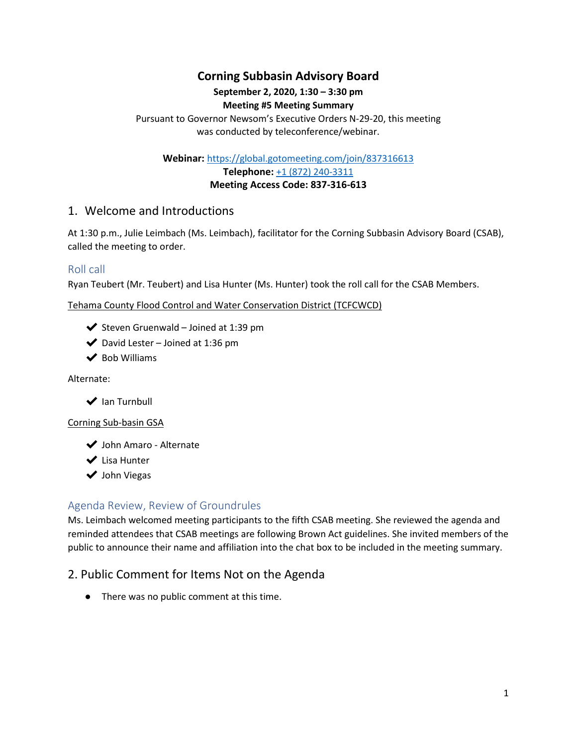# Corning Subbasin Advisory Board

**September 2, 2020, 1:30 – 3:30 pm**

**Meeting #5 Meeting Summary**

Pursuant to Governor Newsom's Executive Orders N-29-20, this meeting was conducted by teleconference/webinar.

**Webinar:** https://global.gotomeeting.com/join/837316613
**Telephone:** +1 (872) 240-3311
**Meeting Access Code: 837-316-613**

## 1. Welcome and Introductions

At 1:30 p.m., Julie Leimbach (Ms. Leimbach), facilitator for the Corning Subbasin Advisory Board (CSAB), called the meeting to order.

### Roll call

Ryan Teubert (Mr. Teubert) and Lisa Hunter (Ms. Hunter) took the roll call for the CSAB Members.

Tehama County Flood Control and Water Conservation District (TCFCWCD)

- ✔ Steven Gruenwald – Joined at 1:39 pm
- ✔ David Lester – Joined at 1:36 pm
- ✔ Bob Williams

Alternate:

- ✔ Ian Turnbull

Corning Sub-basin GSA

- ✔ John Amaro - Alternate
- ✔ Lisa Hunter
- ✔ John Viegas

### Agenda Review, Review of Groundrules

Ms. Leimbach welcomed meeting participants to the fifth CSAB meeting. She reviewed the agenda and reminded attendees that CSAB meetings are following Brown Act guidelines. She invited members of the public to announce their name and affiliation into the chat box to be included in the meeting summary.

## 2. Public Comment for Items Not on the Agenda

- There was no public comment at this time.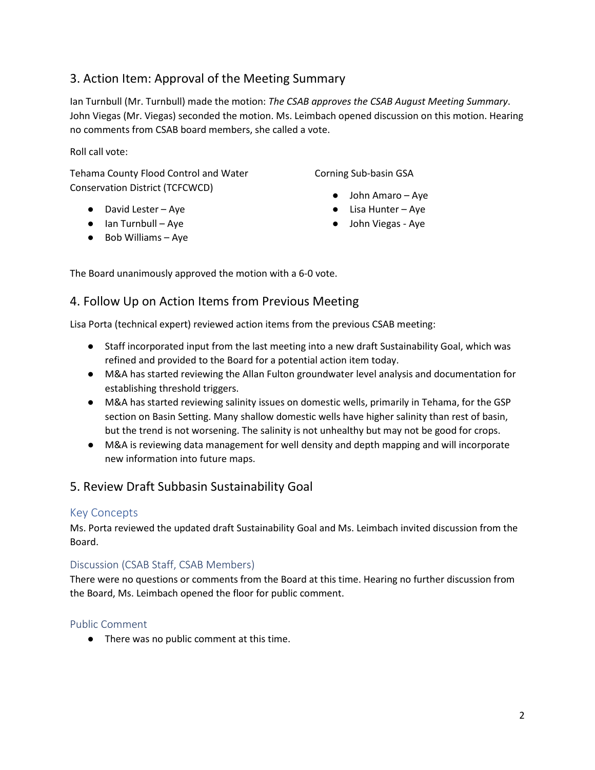## 3. Action Item: Approval of the Meeting Summary

Ian Turnbull (Mr. Turnbull) made the motion: *The CSAB approves the CSAB August Meeting Summary*. John Viegas (Mr. Viegas) seconded the motion. Ms. Leimbach opened discussion on this motion. Hearing no comments from CSAB board members, she called a vote.

Roll call vote:

Tehama County Flood Control and Water Conservation District (TCFCWCD)

- David Lester – Aye
- Ian Turnbull – Aye
- Bob Williams – Aye

Corning Sub-basin GSA

- John Amaro – Aye
- Lisa Hunter – Aye
- John Viegas - Aye

The Board unanimously approved the motion with a 6-0 vote.

## 4. Follow Up on Action Items from Previous Meeting

Lisa Porta (technical expert) reviewed action items from the previous CSAB meeting:

- Staff incorporated input from the last meeting into a new draft Sustainability Goal, which was refined and provided to the Board for a potential action item today.
- M&A has started reviewing the Allan Fulton groundwater level analysis and documentation for establishing threshold triggers.
- M&A has started reviewing salinity issues on domestic wells, primarily in Tehama, for the GSP section on Basin Setting. Many shallow domestic wells have higher salinity than rest of basin, but the trend is not worsening. The salinity is not unhealthy but may not be good for crops.
- M&A is reviewing data management for well density and depth mapping and will incorporate new information into future maps.

## 5. Review Draft Subbasin Sustainability Goal

### Key Concepts

Ms. Porta reviewed the updated draft Sustainability Goal and Ms. Leimbach invited discussion from the Board.

#### Discussion (CSAB Staff, CSAB Members)

There were no questions or comments from the Board at this time. Hearing no further discussion from the Board, Ms. Leimbach opened the floor for public comment.

#### Public Comment

- There was no public comment at this time.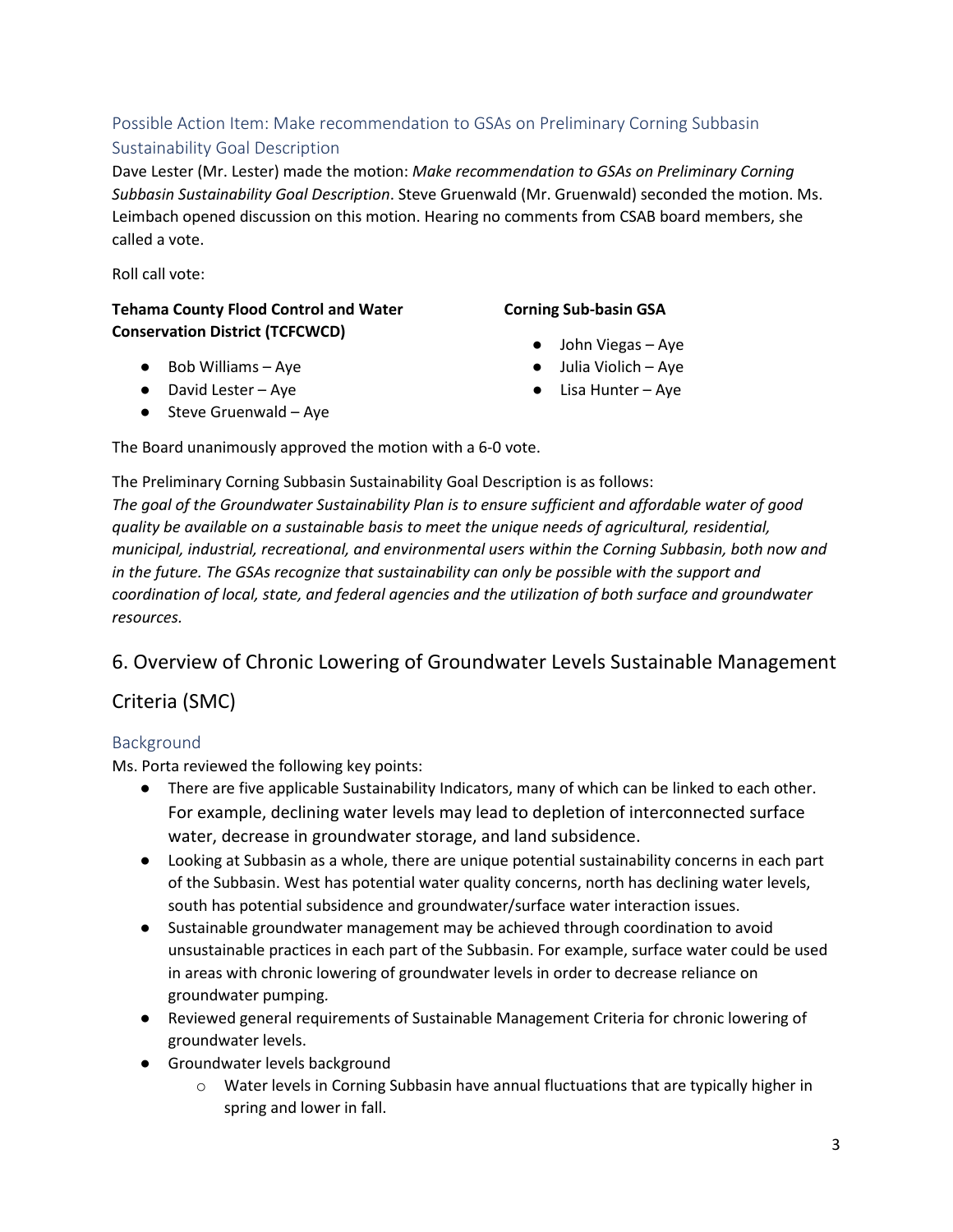### Possible Action Item: Make recommendation to GSAs on Preliminary Corning Subbasin Sustainability Goal Description

Dave Lester (Mr. Lester) made the motion: *Make recommendation to GSAs on Preliminary Corning Subbasin Sustainability Goal Description*. Steve Gruenwald (Mr. Gruenwald) seconded the motion. Ms. Leimbach opened discussion on this motion. Hearing no comments from CSAB board members, she called a vote.

Roll call vote:

**Tehama County Flood Control and Water Conservation District (TCFCWCD)**

- Bob Williams – Aye
- David Lester – Aye
- Steve Gruenwald – Aye

**Corning Sub-basin GSA**

- John Viegas – Aye
- Julia Violich – Aye
- Lisa Hunter – Aye

The Board unanimously approved the motion with a 6-0 vote.

The Preliminary Corning Subbasin Sustainability Goal Description is as follows:
*The goal of the Groundwater Sustainability Plan is to ensure sufficient and affordable water of good quality be available on a sustainable basis to meet the unique needs of agricultural, residential, municipal, industrial, recreational, and environmental users within the Corning Subbasin, both now and in the future. The GSAs recognize that sustainability can only be possible with the support and coordination of local, state, and federal agencies and the utilization of both surface and groundwater resources.*

## 6. Overview of Chronic Lowering of Groundwater Levels Sustainable Management Criteria (SMC)

### Background

Ms. Porta reviewed the following key points:

- There are five applicable Sustainability Indicators, many of which can be linked to each other. For example, declining water levels may lead to depletion of interconnected surface water, decrease in groundwater storage, and land subsidence.
- Looking at Subbasin as a whole, there are unique potential sustainability concerns in each part of the Subbasin. West has potential water quality concerns, north has declining water levels, south has potential subsidence and groundwater/surface water interaction issues.
- Sustainable groundwater management may be achieved through coordination to avoid unsustainable practices in each part of the Subbasin. For example, surface water could be used in areas with chronic lowering of groundwater levels in order to decrease reliance on groundwater pumping.
- Reviewed general requirements of Sustainable Management Criteria for chronic lowering of groundwater levels.
- Groundwater levels background
  - Water levels in Corning Subbasin have annual fluctuations that are typically higher in spring and lower in fall.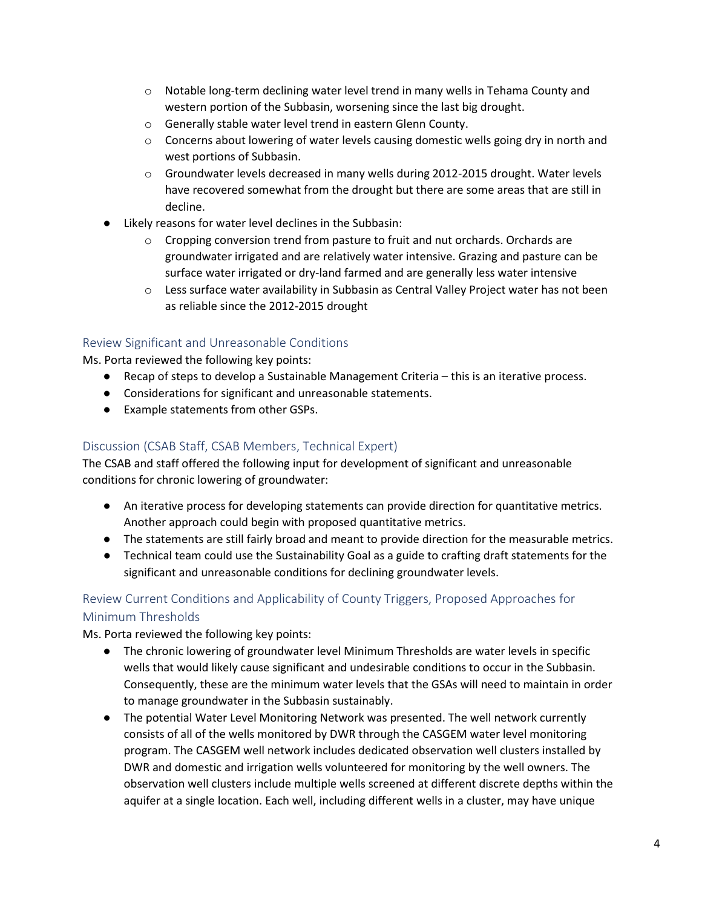- Notable long-term declining water level trend in many wells in Tehama County and western portion of the Subbasin, worsening since the last big drought.
    - Generally stable water level trend in eastern Glenn County.
    - Concerns about lowering of water levels causing domestic wells going dry in north and west portions of Subbasin.
    - Groundwater levels decreased in many wells during 2012-2015 drought. Water levels have recovered somewhat from the drought but there are some areas that are still in decline.
- Likely reasons for water level declines in the Subbasin:
    - Cropping conversion trend from pasture to fruit and nut orchards. Orchards are groundwater irrigated and are relatively water intensive. Grazing and pasture can be surface water irrigated or dry-land farmed and are generally less water intensive
    - Less surface water availability in Subbasin as Central Valley Project water has not been as reliable since the 2012-2015 drought

### Review Significant and Unreasonable Conditions

Ms. Porta reviewed the following key points:

- Recap of steps to develop a Sustainable Management Criteria – this is an iterative process.
- Considerations for significant and unreasonable statements.
- Example statements from other GSPs.

### Discussion (CSAB Staff, CSAB Members, Technical Expert)

The CSAB and staff offered the following input for development of significant and unreasonable conditions for chronic lowering of groundwater:

- An iterative process for developing statements can provide direction for quantitative metrics. Another approach could begin with proposed quantitative metrics.
- The statements are still fairly broad and meant to provide direction for the measurable metrics.
- Technical team could use the Sustainability Goal as a guide to crafting draft statements for the significant and unreasonable conditions for declining groundwater levels.

### Review Current Conditions and Applicability of County Triggers, Proposed Approaches for Minimum Thresholds

Ms. Porta reviewed the following key points:

- The chronic lowering of groundwater level Minimum Thresholds are water levels in specific wells that would likely cause significant and undesirable conditions to occur in the Subbasin. Consequently, these are the minimum water levels that the GSAs will need to maintain in order to manage groundwater in the Subbasin sustainably.
- The potential Water Level Monitoring Network was presented. The well network currently consists of all of the wells monitored by DWR through the CASGEM water level monitoring program. The CASGEM well network includes dedicated observation well clusters installed by DWR and domestic and irrigation wells volunteered for monitoring by the well owners. The observation well clusters include multiple wells screened at different discrete depths within the aquifer at a single location. Each well, including different wells in a cluster, may have unique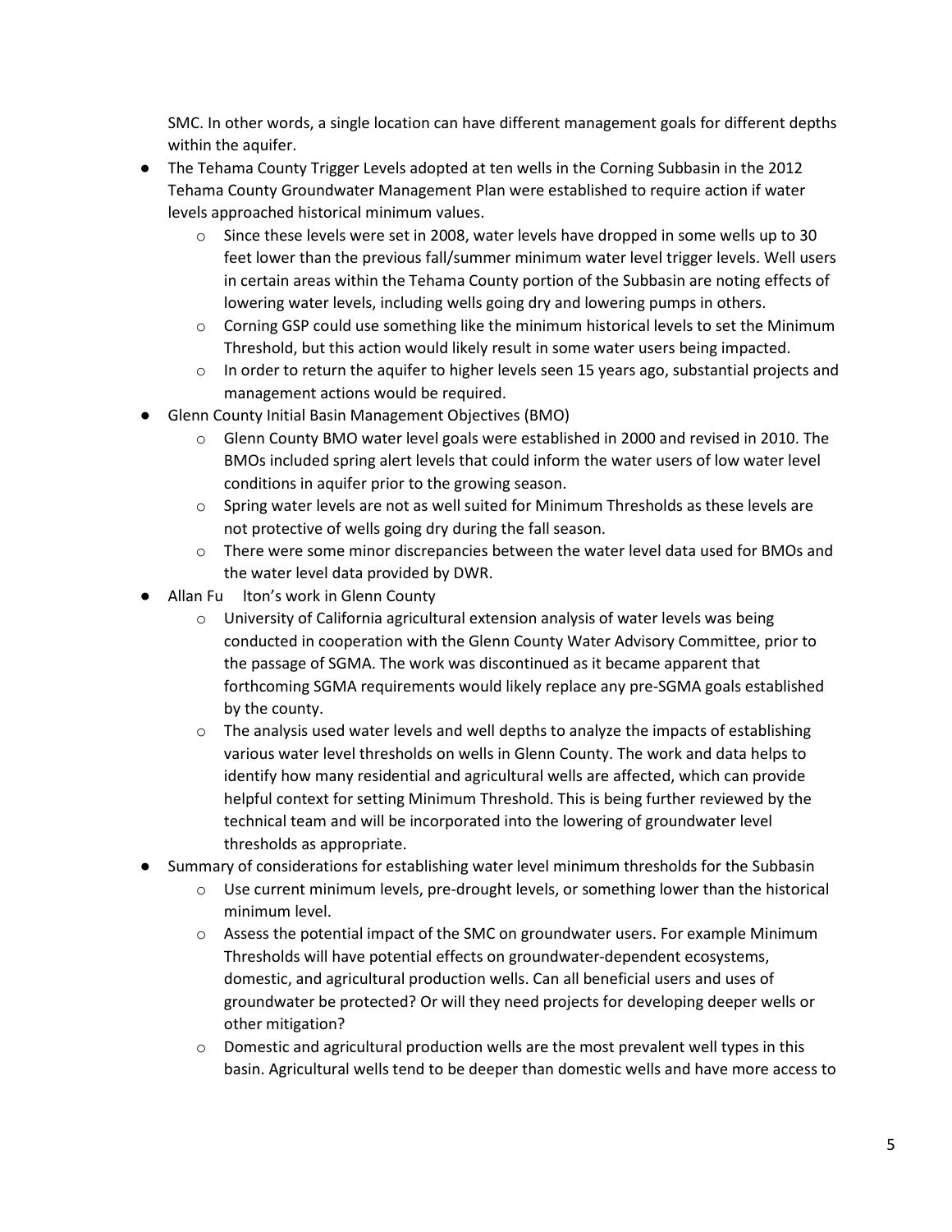SMC. In other words, a single location can have different management goals for different depths within the aquifer.

- The Tehama County Trigger Levels adopted at ten wells in the Corning Subbasin in the 2012 Tehama County Groundwater Management Plan were established to require action if water levels approached historical minimum values.
    - Since these levels were set in 2008, water levels have dropped in some wells up to 30 feet lower than the previous fall/summer minimum water level trigger levels. Well users in certain areas within the Tehama County portion of the Subbasin are noting effects of lowering water levels, including wells going dry and lowering pumps in others.
    - Corning GSP could use something like the minimum historical levels to set the Minimum Threshold, but this action would likely result in some water users being impacted.
    - In order to return the aquifer to higher levels seen 15 years ago, substantial projects and management actions would be required.
- Glenn County Initial Basin Management Objectives (BMO)
    - Glenn County BMO water level goals were established in 2000 and revised in 2010. The BMOs included spring alert levels that could inform the water users of low water level conditions in aquifer prior to the growing season.
    - Spring water levels are not as well suited for Minimum Thresholds as these levels are not protective of wells going dry during the fall season.
    - There were some minor discrepancies between the water level data used for BMOs and the water level data provided by DWR.
- Allan Fu lton's work in Glenn County
    - University of California agricultural extension analysis of water levels was being conducted in cooperation with the Glenn County Water Advisory Committee, prior to the passage of SGMA. The work was discontinued as it became apparent that forthcoming SGMA requirements would likely replace any pre-SGMA goals established by the county.
    - The analysis used water levels and well depths to analyze the impacts of establishing various water level thresholds on wells in Glenn County. The work and data helps to identify how many residential and agricultural wells are affected, which can provide helpful context for setting Minimum Threshold. This is being further reviewed by the technical team and will be incorporated into the lowering of groundwater level thresholds as appropriate.
- Summary of considerations for establishing water level minimum thresholds for the Subbasin
    - Use current minimum levels, pre-drought levels, or something lower than the historical minimum level.
    - Assess the potential impact of the SMC on groundwater users. For example Minimum Thresholds will have potential effects on groundwater-dependent ecosystems, domestic, and agricultural production wells. Can all beneficial users and uses of groundwater be protected? Or will they need projects for developing deeper wells or other mitigation?
    - Domestic and agricultural production wells are the most prevalent well types in this basin. Agricultural wells tend to be deeper than domestic wells and have more access to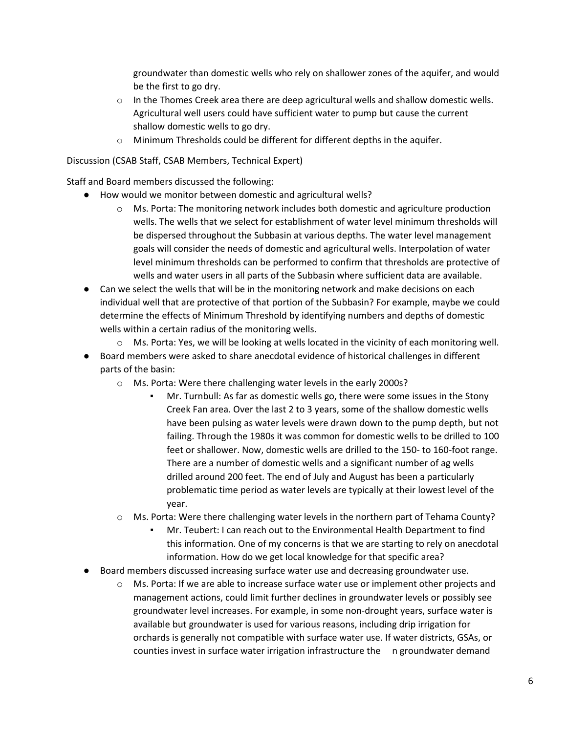groundwater than domestic wells who rely on shallower zones of the aquifer, and would be the first to go dry.

- In the Thomes Creek area there are deep agricultural wells and shallow domestic wells. Agricultural well users could have sufficient water to pump but cause the current shallow domestic wells to go dry.
- Minimum Thresholds could be different for different depths in the aquifer.

Discussion (CSAB Staff, CSAB Members, Technical Expert)

Staff and Board members discussed the following:

- How would we monitor between domestic and agricultural wells?
  - Ms. Porta: The monitoring network includes both domestic and agriculture production wells. The wells that we select for establishment of water level minimum thresholds will be dispersed throughout the Subbasin at various depths. The water level management goals will consider the needs of domestic and agricultural wells. Interpolation of water level minimum thresholds can be performed to confirm that thresholds are protective of wells and water users in all parts of the Subbasin where sufficient data are available.
- Can we select the wells that will be in the monitoring network and make decisions on each individual well that are protective of that portion of the Subbasin? For example, maybe we could determine the effects of Minimum Threshold by identifying numbers and depths of domestic wells within a certain radius of the monitoring wells.
  - Ms. Porta: Yes, we will be looking at wells located in the vicinity of each monitoring well.
- Board members were asked to share anecdotal evidence of historical challenges in different parts of the basin:
  - Ms. Porta: Were there challenging water levels in the early 2000s?
    - Mr. Turnbull: As far as domestic wells go, there were some issues in the Stony Creek Fan area. Over the last 2 to 3 years, some of the shallow domestic wells have been pulsing as water levels were drawn down to the pump depth, but not failing. Through the 1980s it was common for domestic wells to be drilled to 100 feet or shallower. Now, domestic wells are drilled to the 150- to 160-foot range. There are a number of domestic wells and a significant number of ag wells drilled around 200 feet. The end of July and August has been a particularly problematic time period as water levels are typically at their lowest level of the year.
  - Ms. Porta: Were there challenging water levels in the northern part of Tehama County?
    - Mr. Teubert: I can reach out to the Environmental Health Department to find this information. One of my concerns is that we are starting to rely on anecdotal information. How do we get local knowledge for that specific area?
- Board members discussed increasing surface water use and decreasing groundwater use.
  - Ms. Porta: If we are able to increase surface water use or implement other projects and management actions, could limit further declines in groundwater levels or possibly see groundwater level increases. For example, in some non-drought years, surface water is available but groundwater is used for various reasons, including drip irrigation for orchards is generally not compatible with surface water use. If water districts, GSAs, or counties invest in surface water irrigation infrastructure then groundwater demand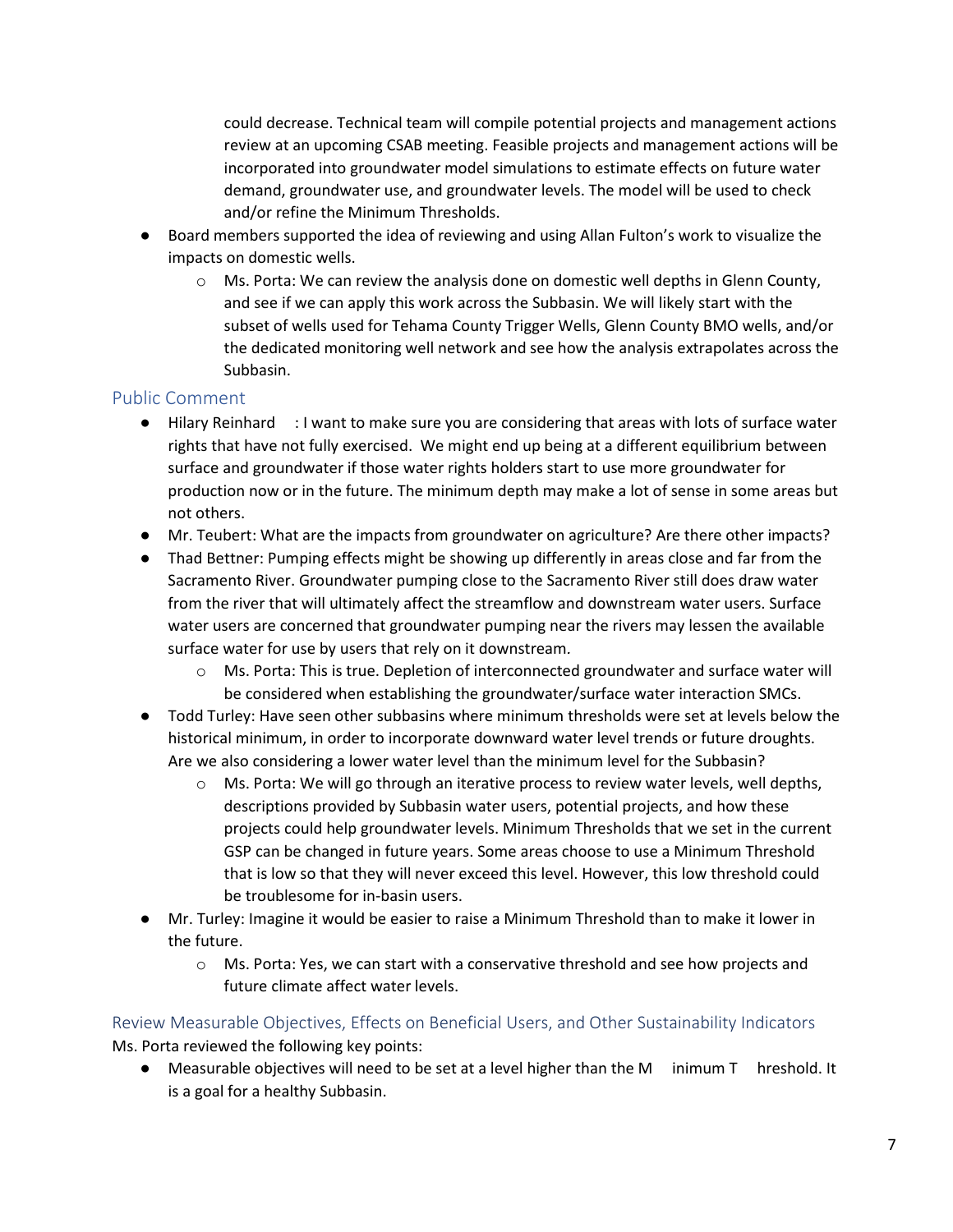could decrease. Technical team will compile potential projects and management actions review at an upcoming CSAB meeting. Feasible projects and management actions will be incorporated into groundwater model simulations to estimate effects on future water demand, groundwater use, and groundwater levels. The model will be used to check and/or refine the Minimum Thresholds.

- Board members supported the idea of reviewing and using Allan Fulton's work to visualize the impacts on domestic wells.
    - Ms. Porta: We can review the analysis done on domestic well depths in Glenn County, and see if we can apply this work across the Subbasin. We will likely start with the subset of wells used for Tehama County Trigger Wells, Glenn County BMO wells, and/or the dedicated monitoring well network and see how the analysis extrapolates across the Subbasin.

## Public Comment

- Hilary Reinhard : I want to make sure you are considering that areas with lots of surface water rights that have not fully exercised. We might end up being at a different equilibrium between surface and groundwater if those water rights holders start to use more groundwater for production now or in the future. The minimum depth may make a lot of sense in some areas but not others.
- Mr. Teubert: What are the impacts from groundwater on agriculture? Are there other impacts?
- Thad Bettner: Pumping effects might be showing up differently in areas close and far from the Sacramento River. Groundwater pumping close to the Sacramento River still does draw water from the river that will ultimately affect the streamflow and downstream water users. Surface water users are concerned that groundwater pumping near the rivers may lessen the available surface water for use by users that rely on it downstream.
    - Ms. Porta: This is true. Depletion of interconnected groundwater and surface water will be considered when establishing the groundwater/surface water interaction SMCs.
- Todd Turley: Have seen other subbasins where minimum thresholds were set at levels below the historical minimum, in order to incorporate downward water level trends or future droughts. Are we also considering a lower water level than the minimum level for the Subbasin?
    - Ms. Porta: We will go through an iterative process to review water levels, well depths, descriptions provided by Subbasin water users, potential projects, and how these projects could help groundwater levels. Minimum Thresholds that we set in the current GSP can be changed in future years. Some areas choose to use a Minimum Threshold that is low so that they will never exceed this level. However, this low threshold could be troublesome for in-basin users.
- Mr. Turley: Imagine it would be easier to raise a Minimum Threshold than to make it lower in the future.
    - Ms. Porta: Yes, we can start with a conservative threshold and see how projects and future climate affect water levels.

## Review Measurable Objectives, Effects on Beneficial Users, and Other Sustainability Indicators

Ms. Porta reviewed the following key points:

- Measurable objectives will need to be set at a level higher than the Minimum Threshold. It is a goal for a healthy Subbasin.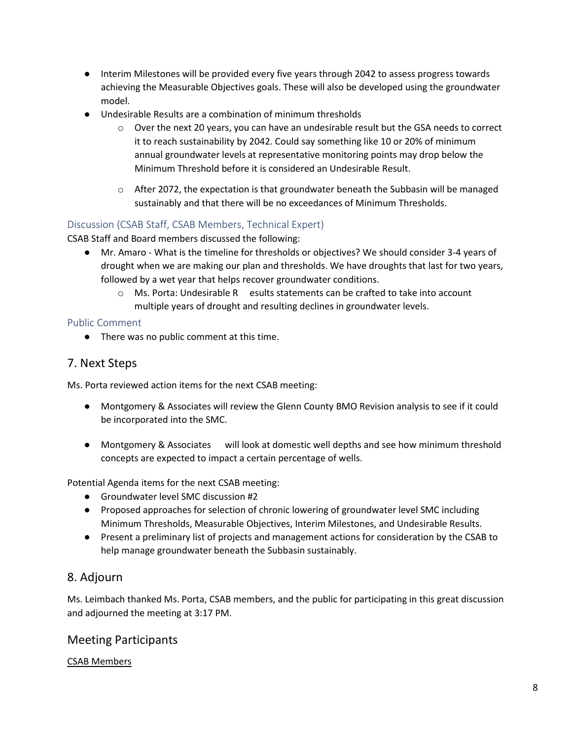- Interim Milestones will be provided every five years through 2042 to assess progress towards achieving the Measurable Objectives goals. These will also be developed using the groundwater model.
- Undesirable Results are a combination of minimum thresholds
  - Over the next 20 years, you can have an undesirable result but the GSA needs to correct it to reach sustainability by 2042. Could say something like 10 or 20% of minimum annual groundwater levels at representative monitoring points may drop below the Minimum Threshold before it is considered an Undesirable Result.
  - After 2072, the expectation is that groundwater beneath the Subbasin will be managed sustainably and that there will be no exceedances of Minimum Thresholds.

### Discussion (CSAB Staff, CSAB Members, Technical Expert)

CSAB Staff and Board members discussed the following:

- Mr. Amaro - What is the timeline for thresholds or objectives? We should consider 3-4 years of drought when we are making our plan and thresholds. We have droughts that last for two years, followed by a wet year that helps recover groundwater conditions.
  - Ms. Porta: Undesirable R esults statements can be crafted to take into account multiple years of drought and resulting declines in groundwater levels.

### Public Comment

- There was no public comment at this time.

## 7. Next Steps

Ms. Porta reviewed action items for the next CSAB meeting:

- Montgomery & Associates will review the Glenn County BMO Revision analysis to see if it could be incorporated into the SMC.
- Montgomery & Associates will look at domestic well depths and see how minimum threshold concepts are expected to impact a certain percentage of wells.

Potential Agenda items for the next CSAB meeting:

- Groundwater level SMC discussion #2
- Proposed approaches for selection of chronic lowering of groundwater level SMC including Minimum Thresholds, Measurable Objectives, Interim Milestones, and Undesirable Results.
- Present a preliminary list of projects and management actions for consideration by the CSAB to help manage groundwater beneath the Subbasin sustainably.

## 8. Adjourn

Ms. Leimbach thanked Ms. Porta, CSAB members, and the public for participating in this great discussion and adjourned the meeting at 3:17 PM.

## Meeting Participants

CSAB Members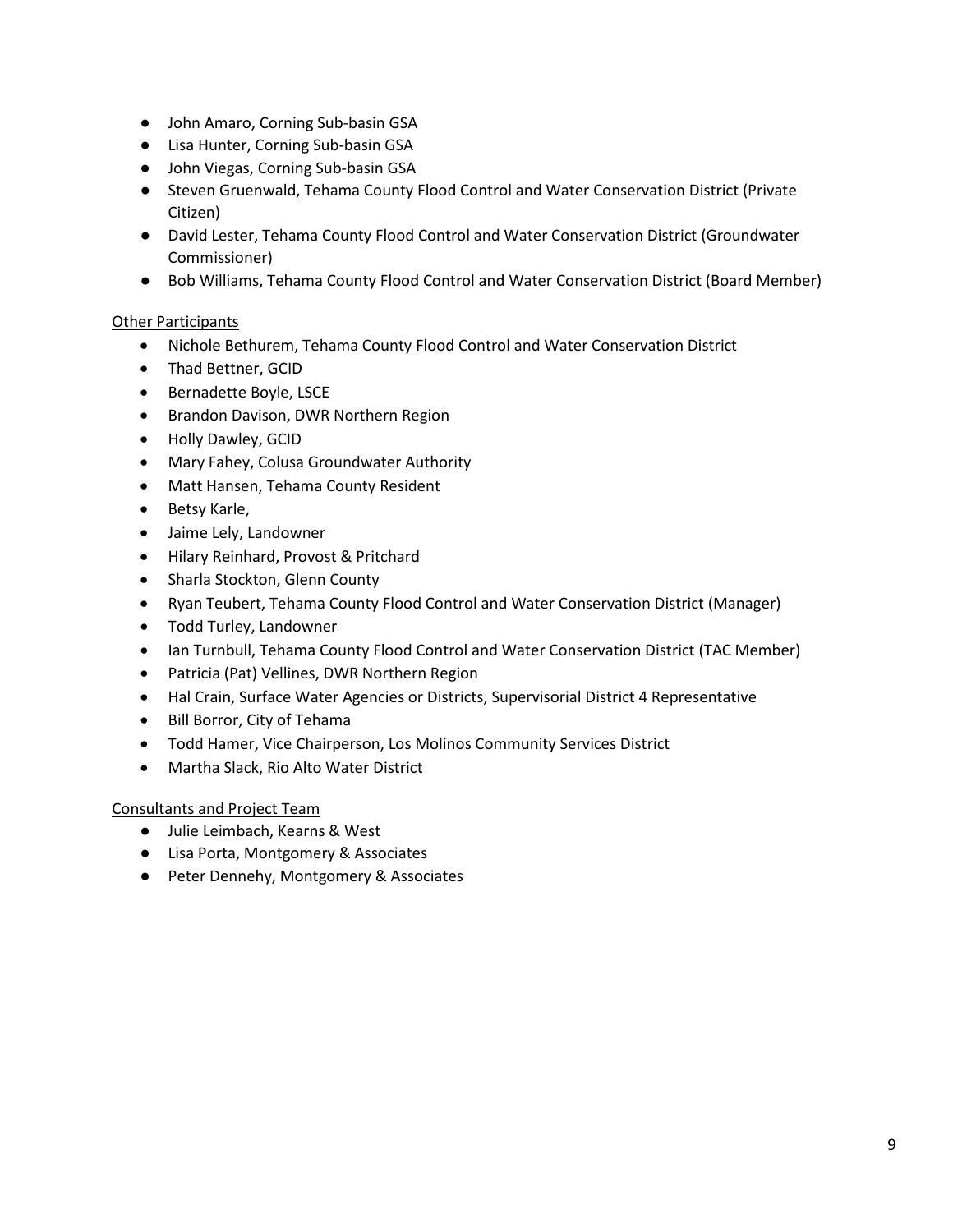- John Amaro, Corning Sub-basin GSA
- Lisa Hunter, Corning Sub-basin GSA
- John Viegas, Corning Sub-basin GSA
- Steven Gruenwald, Tehama County Flood Control and Water Conservation District (Private Citizen)
- David Lester, Tehama County Flood Control and Water Conservation District (Groundwater Commissioner)
- Bob Williams, Tehama County Flood Control and Water Conservation District (Board Member)

Other Participants

- Nichole Bethurem, Tehama County Flood Control and Water Conservation District
- Thad Bettner, GCID
- Bernadette Boyle, LSCE
- Brandon Davison, DWR Northern Region
- Holly Dawley, GCID
- Mary Fahey, Colusa Groundwater Authority
- Matt Hansen, Tehama County Resident
- Betsy Karle,
- Jaime Lely, Landowner
- Hilary Reinhard, Provost & Pritchard
- Sharla Stockton, Glenn County
- Ryan Teubert, Tehama County Flood Control and Water Conservation District (Manager)
- Todd Turley, Landowner
- Ian Turnbull, Tehama County Flood Control and Water Conservation District (TAC Member)
- Patricia (Pat) Vellines, DWR Northern Region
- Hal Crain, Surface Water Agencies or Districts, Supervisorial District 4 Representative
- Bill Borror, City of Tehama
- Todd Hamer, Vice Chairperson, Los Molinos Community Services District
- Martha Slack, Rio Alto Water District

Consultants and Project Team

- Julie Leimbach, Kearns & West
- Lisa Porta, Montgomery & Associates
- Peter Dennehy, Montgomery & Associates